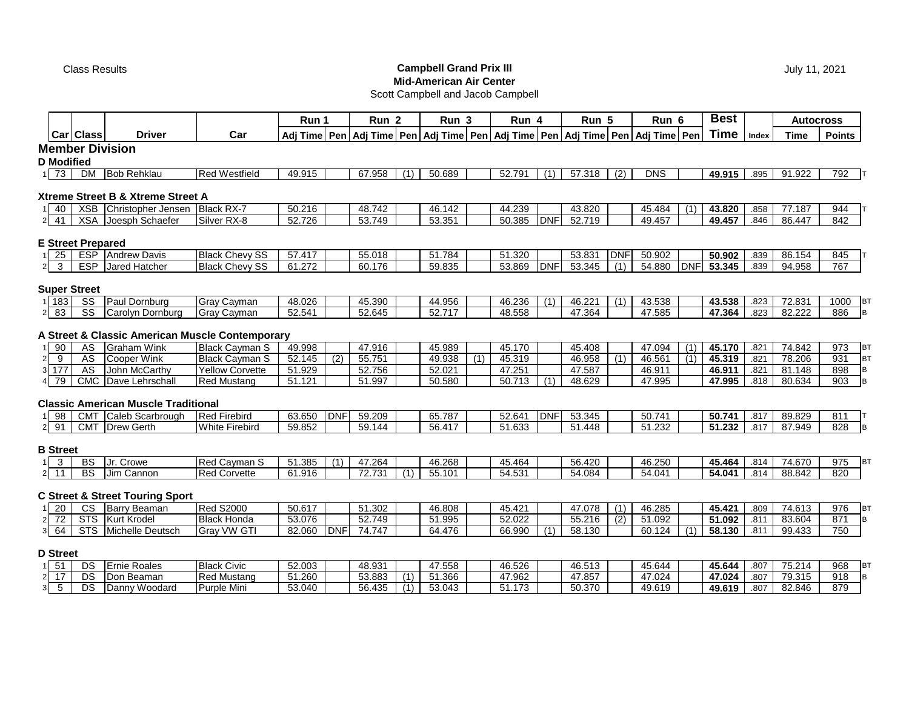Class Results

**Campbell Grand Prix III**
**Mid-American Air Center**
Scott Campbell and Jacob Campbell

July 11, 2021

| | Car | Class | Driver | Car | Run 1 Adj Time | Pen | Run 2 Adj Time | Pen | Run 3 Adj Time | Pen | Run 4 Adj Time | Pen | Run 5 Adj Time | Pen | Run 6 Adj Time | Pen | Best Time | Index | Autocross Time | Autocross Points | |
|---|---|---|---|---|---|---|---|---|---|---|---|---|---|---|---|---|---|---|---|---|---|
| **Member Division** | | | | | | | | | | | | | | | | | | | | | |
| **D Modified** | | | | | | | | | | | | | | | | | | | | | |
| 1 | 73 | DM | Bob Rehklau | Red Westfield | 49.915 | | 67.958 | (1) | 50.689 | | 52.791 | (1) | 57.318 | (2) | DNS | | **49.915** | .895 | 91.922 | 792 | T |
| **Xtreme Street B & Xtreme Street A** | | | | | | | | | | | | | | | | | | | | | |
| 1 | 40 | XSB | Christopher Jensen | Black RX-7 | 50.216 | | 48.742 | | 46.142 | | 44.239 | | 43.820 | | 45.484 | (1) | **43.820** | .858 | 77.187 | 944 | T |
| 2 | 41 | XSA | Joesph Schaefer | Silver RX-8 | 52.726 | | 53.749 | | 53.351 | | 50.385 | DNF | 52.719 | | 49.457 | | **49.457** | .846 | 86.447 | 842 | |
| **E Street Prepared** | | | | | | | | | | | | | | | | | | | | | |
| 1 | 25 | ESP | Andrew Davis | Black Chevy SS | 57.417 | | 55.018 | | 51.784 | | 51.320 | | 53.831 | DNF | 50.902 | | **50.902** | .839 | 86.154 | 845 | T |
| 2 | 3 | ESP | Jared Hatcher | Black Chevy SS | 61.272 | | 60.176 | | 59.835 | | 53.869 | DNF | 53.345 | (1) | 54.880 | DNF | **53.345** | .839 | 94.958 | 767 | |
| **Super Street** | | | | | | | | | | | | | | | | | | | | | |
| 1 | 183 | SS | Paul Dornburg | Gray Cayman | 48.026 | | 45.390 | | 44.956 | | 46.236 | (1) | 46.221 | (1) | 43.538 | | **43.538** | .823 | 72.831 | 1000 | BT |
| 2 | 83 | SS | Carolyn Dornburg | Gray Cayman | 52.541 | | 52.645 | | 52.717 | | 48.558 | | 47.364 | | 47.585 | | **47.364** | .823 | 82.222 | 886 | B |
| **A Street & Classic American Muscle Contemporary** | | | | | | | | | | | | | | | | | | | | | |
| 1 | 90 | AS | Graham Wink | Black Cayman S | 49.998 | | 47.916 | | 45.989 | | 45.170 | | 45.408 | | 47.094 | (1) | **45.170** | .821 | 74.842 | 973 | BT |
| 2 | 9 | AS | Cooper Wink | Black Cayman S | 52.145 | (2) | 55.751 | | 49.938 | (1) | 45.319 | | 46.958 | (1) | 46.561 | (1) | **45.319** | .821 | 78.206 | 931 | BT |
| 3 | 177 | AS | John McCarthy | Yellow Corvette | 51.929 | | 52.756 | | 52.021 | | 47.251 | | 47.587 | | 46.911 | | **46.911** | .821 | 81.148 | 898 | B |
| 4 | 79 | CMC | Dave Lehrschall | Red Mustang | 51.121 | | 51.997 | | 50.580 | | 50.713 | (1) | 48.629 | | 47.995 | | **47.995** | .818 | 80.634 | 903 | B |
| **Classic American Muscle Traditional** | | | | | | | | | | | | | | | | | | | | | |
| 1 | 98 | CMT | Caleb Scarbrough | Red Firebird | 63.650 | DNF | 59.209 | | 65.787 | | 52.641 | DNF | 53.345 | | 50.741 | | **50.741** | .817 | 89.829 | 811 | T |
| 2 | 91 | CMT | Drew Gerth | White Firebird | 59.852 | | 59.144 | | 56.417 | | 51.633 | | 51.448 | | 51.232 | | **51.232** | .817 | 87.949 | 828 | B |
| **B Street** | | | | | | | | | | | | | | | | | | | | | |
| 1 | 3 | BS | Jr. Crowe | Red Cayman S | 51.385 | (1) | 47.264 | | 46.268 | | 45.464 | | 56.420 | | 46.250 | | **45.464** | .814 | 74.670 | 975 | BT |
| 2 | 11 | BS | Jim Cannon | Red Corvette | 61.916 | | 72.731 | (1) | 55.101 | | 54.531 | | 54.084 | | 54.041 | | **54.041** | .814 | 88.842 | 820 | |
| **C Street & Street Touring Sport** | | | | | | | | | | | | | | | | | | | | | |
| 1 | 20 | CS | Barry Beaman | Red S2000 | 50.617 | | 51.302 | | 46.808 | | 45.421 | | 47.078 | (1) | 46.285 | | **45.421** | .809 | 74.613 | 976 | BT |
| 2 | 72 | STS | Kurt Krodel | Black Honda | 53.076 | | 52.749 | | 51.995 | | 52.022 | | 55.216 | (2) | 51.092 | | **51.092** | .811 | 83.604 | 871 | B |
| 3 | 64 | STS | Michelle Deutsch | Gray VW GTI | 82.060 | DNF | 74.747 | | 64.476 | | 66.990 | (1) | 58.130 | | 60.124 | (1) | **58.130** | .811 | 99.433 | 750 | |
| **D Street** | | | | | | | | | | | | | | | | | | | | | |
| 1 | 51 | DS | Ernie Roales | Black Civic | 52.003 | | 48.931 | | 47.558 | | 46.526 | | 46.513 | | 45.644 | | **45.644** | .807 | 75.214 | 968 | BT |
| 2 | 17 | DS | Don Beaman | Red Mustang | 51.260 | | 53.883 | (1) | 51.366 | | 47.962 | | 47.857 | | 47.024 | | **47.024** | .807 | 79.315 | 918 | B |
| 3 | 5 | DS | Danny Woodard | Purple Mini | 53.040 | | 56.435 | (1) | 53.043 | | 51.173 | | 50.370 | | 49.619 | | **49.619** | .807 | 82.846 | 879 | |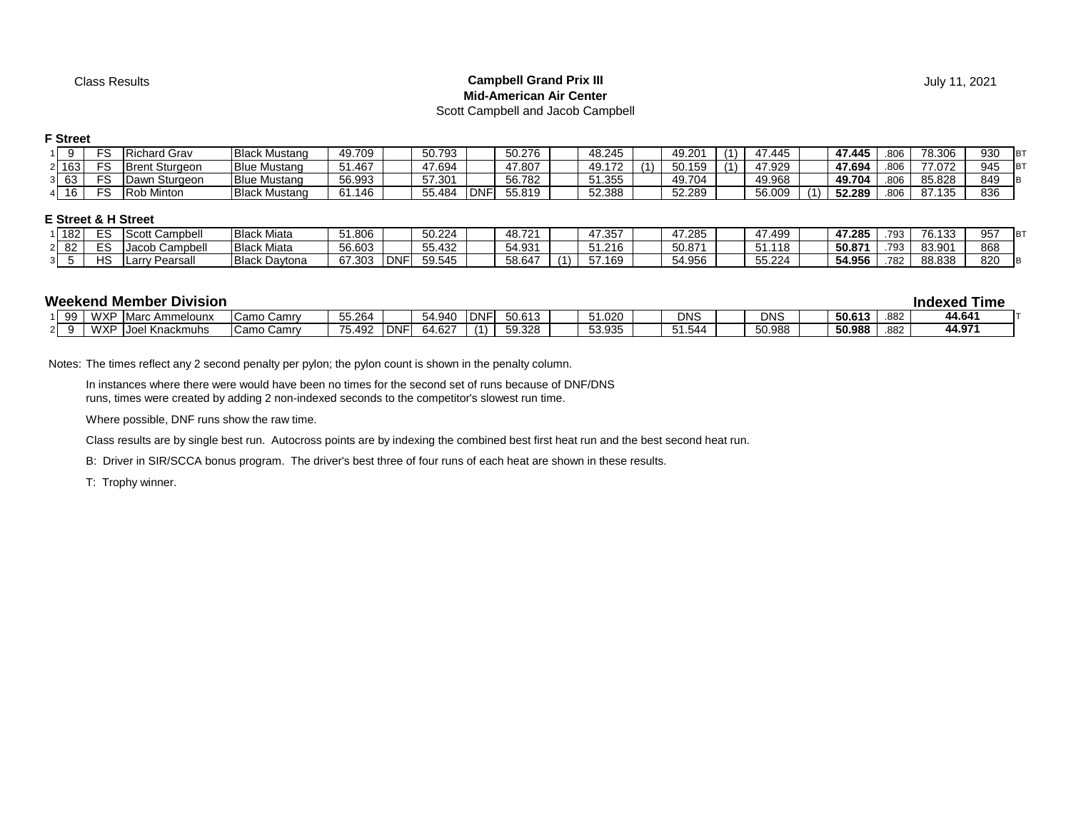Class Results

**Campbell Grand Prix III**
**Mid-American Air Center**
Scott Campbell and Jacob Campbell

July 11, 2021

**F Street**

| | | | | | | | | | | | | | | | | | | | | | |
|---|---|---|---|---|---|---|---|---|---|---|---|---|---|---|---|---|---|---|---|---|---|
| 1 | 9 | FS | Richard Grav | Black Mustang | 49.709 | | 50.793 | | 50.276 | | 48.245 | | 49.201 | (1) | 47.445 | | **47.445** | .806 | 78.306 | 930 | BT |
| 2 | 163 | FS | Brent Sturgeon | Blue Mustang | 51.467 | | 47.694 | | 47.807 | | 49.172 | (1) | 50.159 | (1) | 47.929 | | **47.694** | .806 | 77.072 | 945 | BT |
| 3 | 63 | FS | Dawn Sturgeon | Blue Mustang | 56.993 | | 57.301 | | 56.782 | | 51.355 | | 49.704 | | 49.968 | | **49.704** | .806 | 85.828 | 849 | B |
| 4 | 16 | FS | Rob Minton | Black Mustang | 61.146 | | 55.484 | DNF | 55.819 | | 52.388 | | 52.289 | | 56.009 | (1) | **52.289** | .806 | 87.135 | 836 | |

**E Street & H Street**

| | | | | | | | | | | | | | | | | | | | | | |
|---|---|---|---|---|---|---|---|---|---|---|---|---|---|---|---|---|---|---|---|---|---|
| 1 | 182 | ES | Scott Campbell | Black Miata | 51.806 | | 50.224 | | 48.721 | | 47.357 | | 47.285 | | 47.499 | | **47.285** | .793 | 76.133 | 957 | BT |
| 2 | 82 | ES | Jacob Campbell | Black Miata | 56.603 | | 55.432 | | 54.931 | | 51.216 | | 50.871 | | 51.118 | | **50.871** | .793 | 83.901 | 868 | |
| 3 | 5 | HS | Larry Pearsall | Black Daytona | 67.303 | DNF | 59.545 | | 58.647 | (1) | 57.169 | | 54.956 | | 55.224 | | **54.956** | .782 | 88.838 | 820 | B |

**Weekend Member Division**

| | | | | | | | | | | | | | | | | | | | | |
|---|---|---|---|---|---|---|---|---|---|---|---|---|---|---|---|---|---|---|---|---|
| | | | | | | | | | | | | | | | | | | | **Indexed Time** | |
| 1 | 99 | WXP | Marc Ammelounx | Camo Camry | 55.264 | | 54.940 | DNF | 50.613 | | 51.020 | | DNS | | DNS | | **50.613** | .882 | **44.641** | T |
| 2 | 9 | WXP | Joel Knackmuhs | Camo Camry | 75.492 | DNF | 64.627 | (1) | 59.328 | | 53.935 | | 51.544 | | 50.988 | | **50.988** | .882 | **44.971** | |

Notes: The times reflect any 2 second penalty per pylon; the pylon count is shown in the penalty column.

In instances where there were would have been no times for the second set of runs because of DNF/DNS runs, times were created by adding 2 non-indexed seconds to the competitor's slowest run time.

Where possible, DNF runs show the raw time.

Class results are by single best run. Autocross points are by indexing the combined best first heat run and the best second heat run.

B: Driver in SIR/SCCA bonus program. The driver's best three of four runs of each heat are shown in these results.

T: Trophy winner.